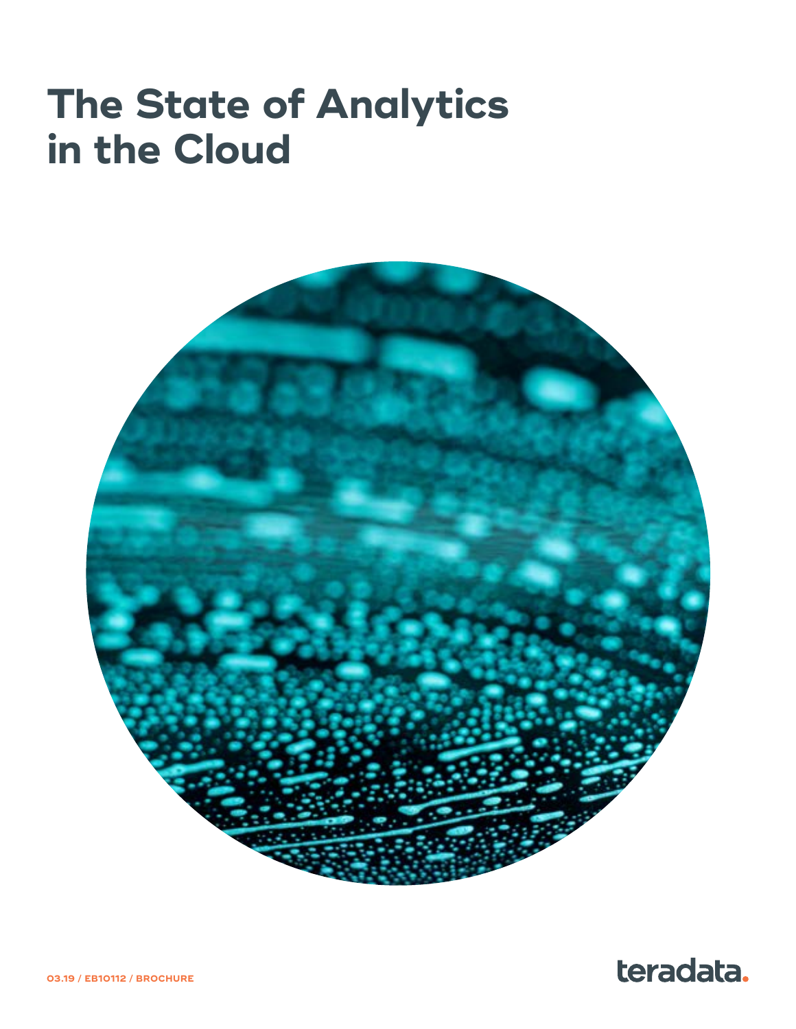# The State of Analytics in the Cloud

03.19 / EB10112 / BROCHURE

teradata.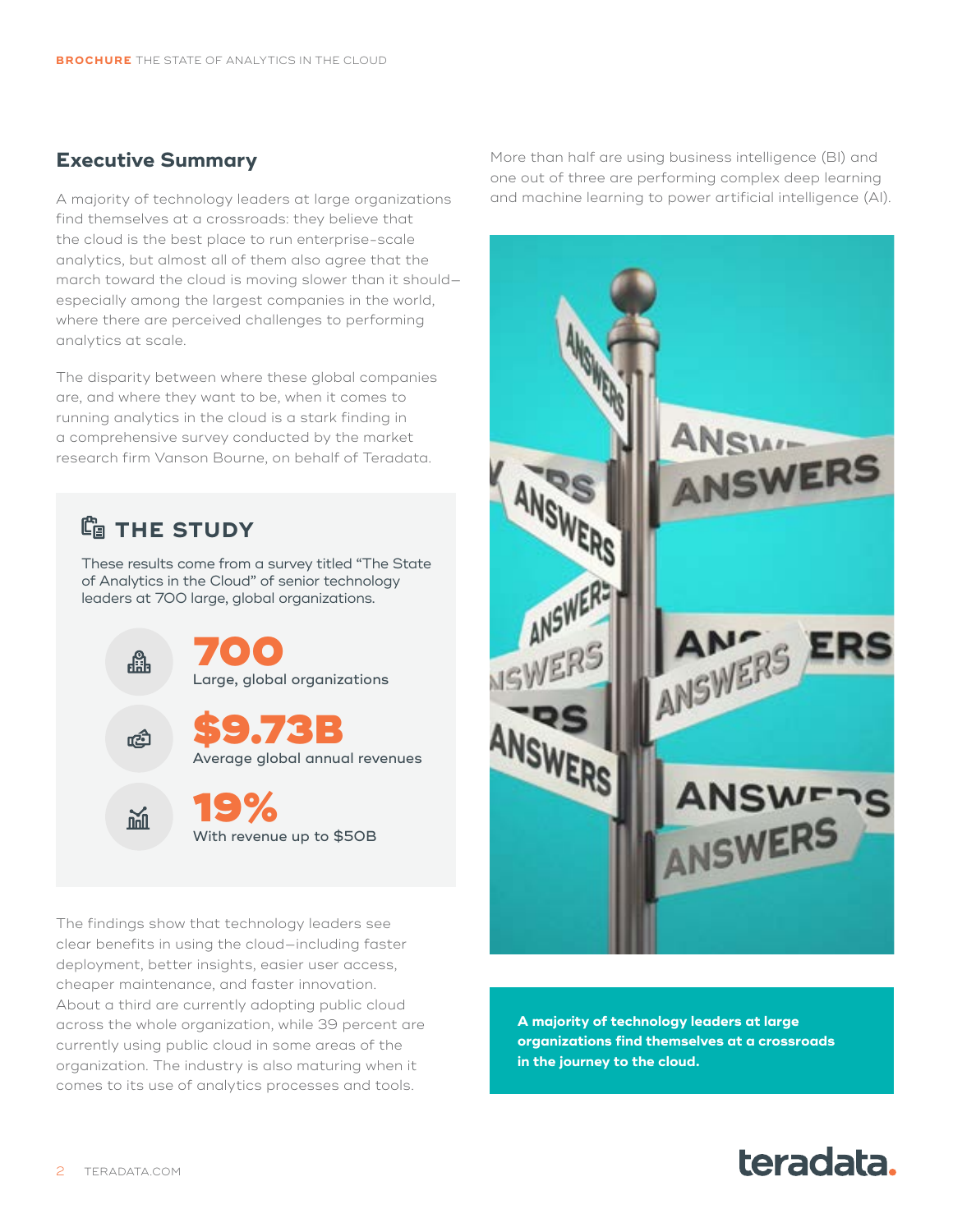## Executive Summary

A majority of technology leaders at large organizations find themselves at a crossroads: they believe that the cloud is the best place to run enterprise-scale analytics, but almost all of them also agree that the march toward the cloud is moving slower than it should—especially among the largest companies in the world, where there are perceived challenges to performing analytics at scale.

The disparity between where these global companies are, and where they want to be, when it comes to running analytics in the cloud is a stark finding in a comprehensive survey conducted by the market research firm Vanson Bourne, on behalf of Teradata.

### THE STUDY

These results come from a survey titled "The State of Analytics in the Cloud" of senior technology leaders at 700 large, global organizations.

**700**
Large, global organizations

**$9.73B**
Average global annual revenues

**19%**
With revenue up to $50B

The findings show that technology leaders see clear benefits in using the cloud—including faster deployment, better insights, easier user access, cheaper maintenance, and faster innovation. About a third are currently adopting public cloud across the whole organization, while 39 percent are currently using public cloud in some areas of the organization. The industry is also maturing when it comes to its use of analytics processes and tools. More than half are using business intelligence (BI) and one out of three are performing complex deep learning and machine learning to power artificial intelligence (AI).

**A majority of technology leaders at large organizations find themselves at a crossroads in the journey to the cloud.**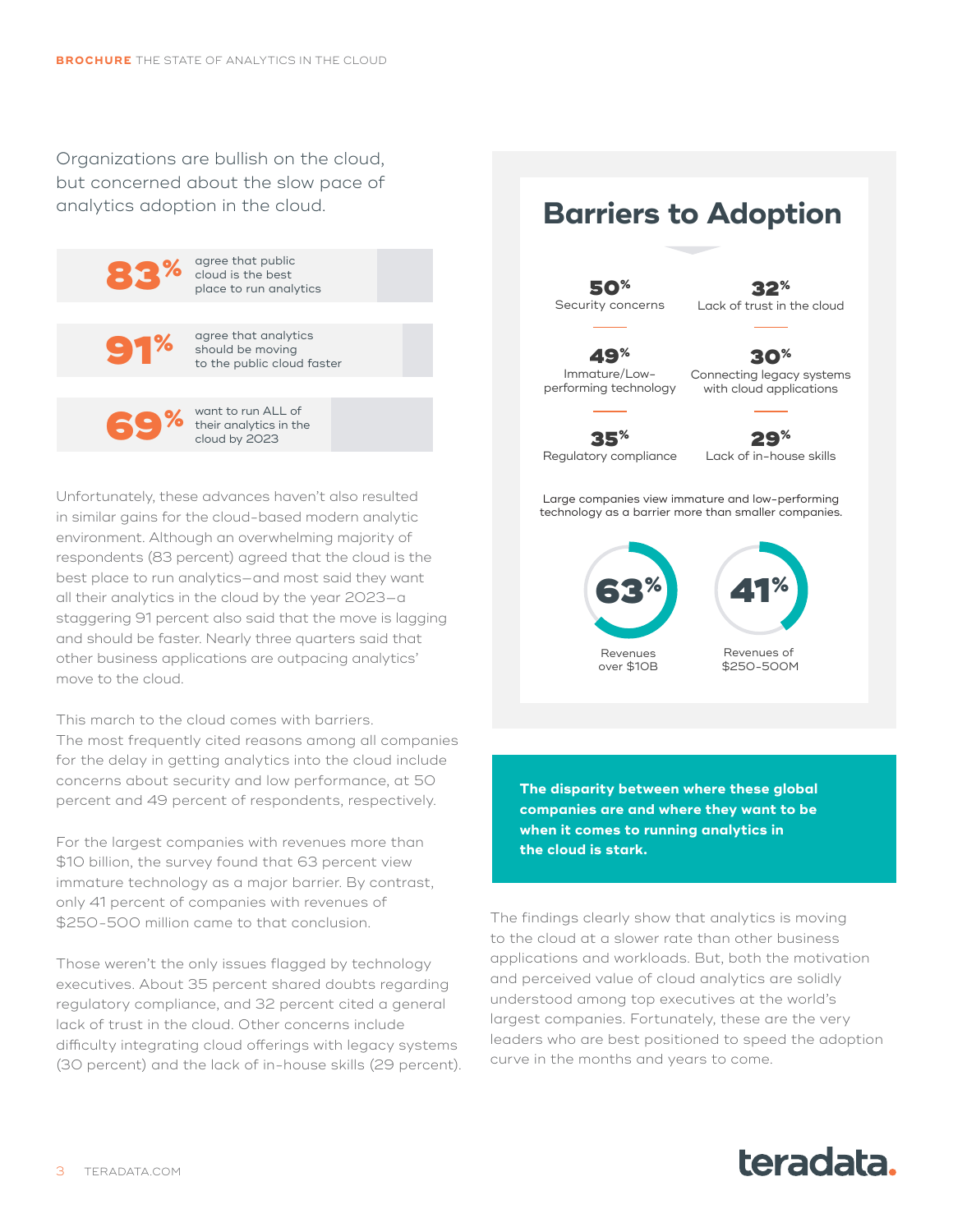Organizations are bullish on the cloud, but concerned about the slow pace of analytics adoption in the cloud.

**83%** agree that public cloud is the best place to run analytics

**91%** agree that analytics should be moving to the public cloud faster

**69%** want to run ALL of their analytics in the cloud by 2023

Unfortunately, these advances haven't also resulted in similar gains for the cloud-based modern analytic environment. Although an overwhelming majority of respondents (83 percent) agreed that the cloud is the best place to run analytics—and most said they want all their analytics in the cloud by the year 2023—a staggering 91 percent also said that the move is lagging and should be faster. Nearly three quarters said that other business applications are outpacing analytics' move to the cloud.

This march to the cloud comes with barriers. The most frequently cited reasons among all companies for the delay in getting analytics into the cloud include concerns about security and low performance, at 50 percent and 49 percent of respondents, respectively.

For the largest companies with revenues more than $10 billion, the survey found that 63 percent view immature technology as a major barrier. By contrast, only 41 percent of companies with revenues of $250-500 million came to that conclusion.

Those weren't the only issues flagged by technology executives. About 35 percent shared doubts regarding regulatory compliance, and 32 percent cited a general lack of trust in the cloud. Other concerns include difficulty integrating cloud offerings with legacy systems (30 percent) and the lack of in-house skills (29 percent).

## Barriers to Adoption

**50%** Security concerns

**32%** Lack of trust in the cloud

**49%** Immature/Low-performing technology

**30%** Connecting legacy systems with cloud applications

**35%** Regulatory compliance

**29%** Lack of in-house skills

Large companies view immature and low-performing technology as a barrier more than smaller companies.

**63%** Revenues over $10B

**41%** Revenues of $250-500M

**The disparity between where these global companies are and where they want to be when it comes to running analytics in the cloud is stark.**

The findings clearly show that analytics is moving to the cloud at a slower rate than other business applications and workloads. But, both the motivation and perceived value of cloud analytics are solidly understood among top executives at the world's largest companies. Fortunately, these are the very leaders who are best positioned to speed the adoption curve in the months and years to come.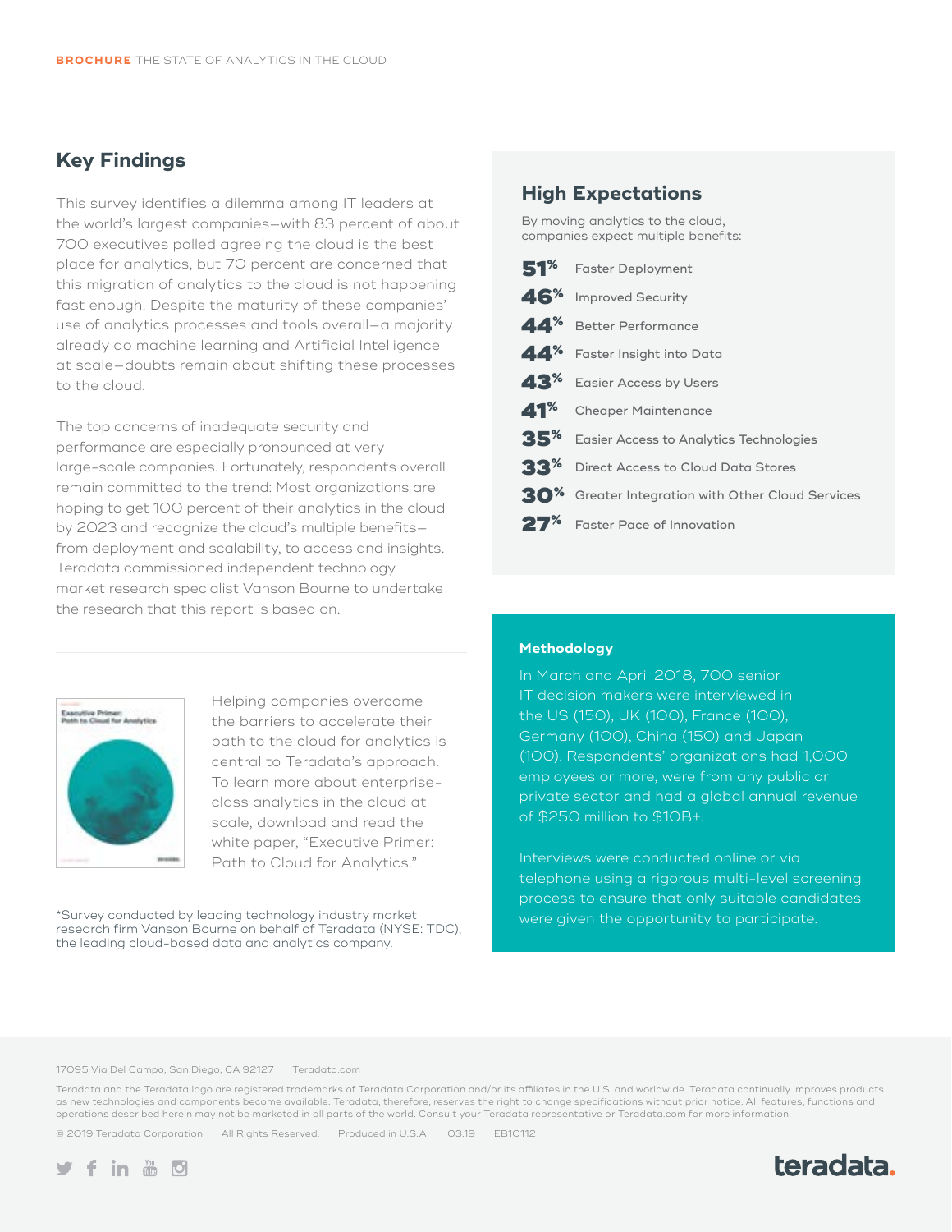## Key Findings

This survey identifies a dilemma among IT leaders at the world's largest companies—with 83 percent of about 700 executives polled agreeing the cloud is the best place for analytics, but 70 percent are concerned that this migration of analytics to the cloud is not happening fast enough. Despite the maturity of these companies' use of analytics processes and tools overall—a majority already do machine learning and Artificial Intelligence at scale—doubts remain about shifting these processes to the cloud.

The top concerns of inadequate security and performance are especially pronounced at very large-scale companies. Fortunately, respondents overall remain committed to the trend: Most organizations are hoping to get 100 percent of their analytics in the cloud by 2023 and recognize the cloud's multiple benefits—from deployment and scalability, to access and insights. Teradata commissioned independent technology market research specialist Vanson Bourne to undertake the research that this report is based on.

Helping companies overcome the barriers to accelerate their path to the cloud for analytics is central to Teradata's approach. To learn more about enterprise-class analytics in the cloud at scale, download and read the white paper, "Executive Primer: Path to Cloud for Analytics."

*Survey conducted by leading technology industry market research firm Vanson Bourne on behalf of Teradata (NYSE: TDC), the leading cloud-based data and analytics company.

## High Expectations

By moving analytics to the cloud, companies expect multiple benefits:

- **51%** Faster Deployment
- **46%** Improved Security
- **44%** Better Performance
- **44%** Faster Insight into Data
- **43%** Easier Access by Users
- **41%** Cheaper Maintenance
- **35%** Easier Access to Analytics Technologies
- **33%** Direct Access to Cloud Data Stores
- **30%** Greater Integration with Other Cloud Services
- **27%** Faster Pace of Innovation

**Methodology**

In March and April 2018, 700 senior IT decision makers were interviewed in the US (150), UK (100), France (100), Germany (100), China (150) and Japan (100). Respondents' organizations had 1,000 employees or more, were from any public or private sector and had a global annual revenue of $250 million to $10B+.

Interviews were conducted online or via telephone using a rigorous multi-level screening process to ensure that only suitable candidates were given the opportunity to participate.

17095 Via Del Campo, San Diego, CA 92127 Teradata.com

Teradata and the Teradata logo are registered trademarks of Teradata Corporation and/or its affiliates in the U.S. and worldwide. Teradata continually improves products as new technologies and components become available. Teradata, therefore, reserves the right to change specifications without prior notice. All features, functions and operations described herein may not be marketed in all parts of the world. Consult your Teradata representative or Teradata.com for more information.

© 2019 Teradata Corporation All Rights Reserved. Produced in U.S.A. 03.19 EB10112